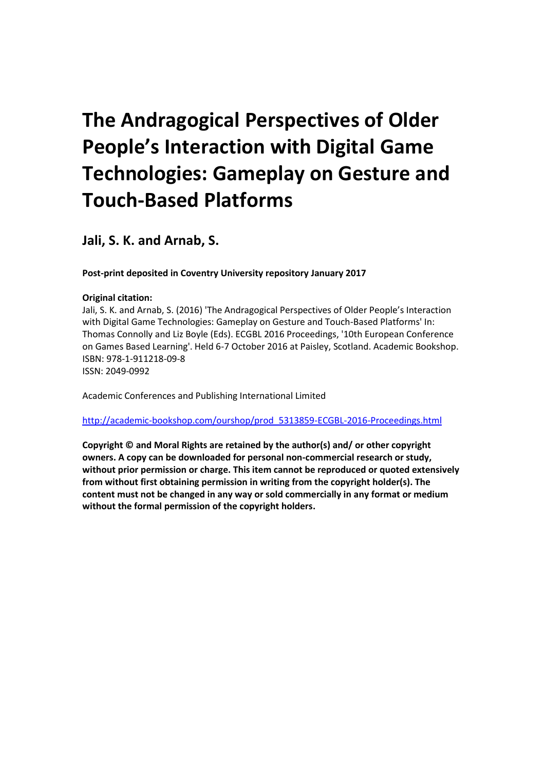# The Andragogical Perspectives of Older People's Interaction with Digital Game Technologies: Gameplay on Gesture and Touch-Based Platforms

## Jali, S. K. and Arnab, S.

**Post-print deposited in Coventry University repository January 2017**

**Original citation:**

Jali, S. K. and Arnab, S. (2016) 'The Andragogical Perspectives of Older People's Interaction with Digital Game Technologies: Gameplay on Gesture and Touch-Based Platforms' In: Thomas Connolly and Liz Boyle (Eds). ECGBL 2016 Proceedings, '10th European Conference on Games Based Learning'. Held 6-7 October 2016 at Paisley, Scotland. Academic Bookshop. ISBN: 978-1-911218-09-8
ISSN: 2049-0992

Academic Conferences and Publishing International Limited

http://academic-bookshop.com/ourshop/prod_5313859-ECGBL-2016-Proceedings.html

**Copyright © and Moral Rights are retained by the author(s) and/ or other copyright owners. A copy can be downloaded for personal non-commercial research or study, without prior permission or charge. This item cannot be reproduced or quoted extensively from without first obtaining permission in writing from the copyright holder(s). The content must not be changed in any way or sold commercially in any format or medium without the formal permission of the copyright holders.**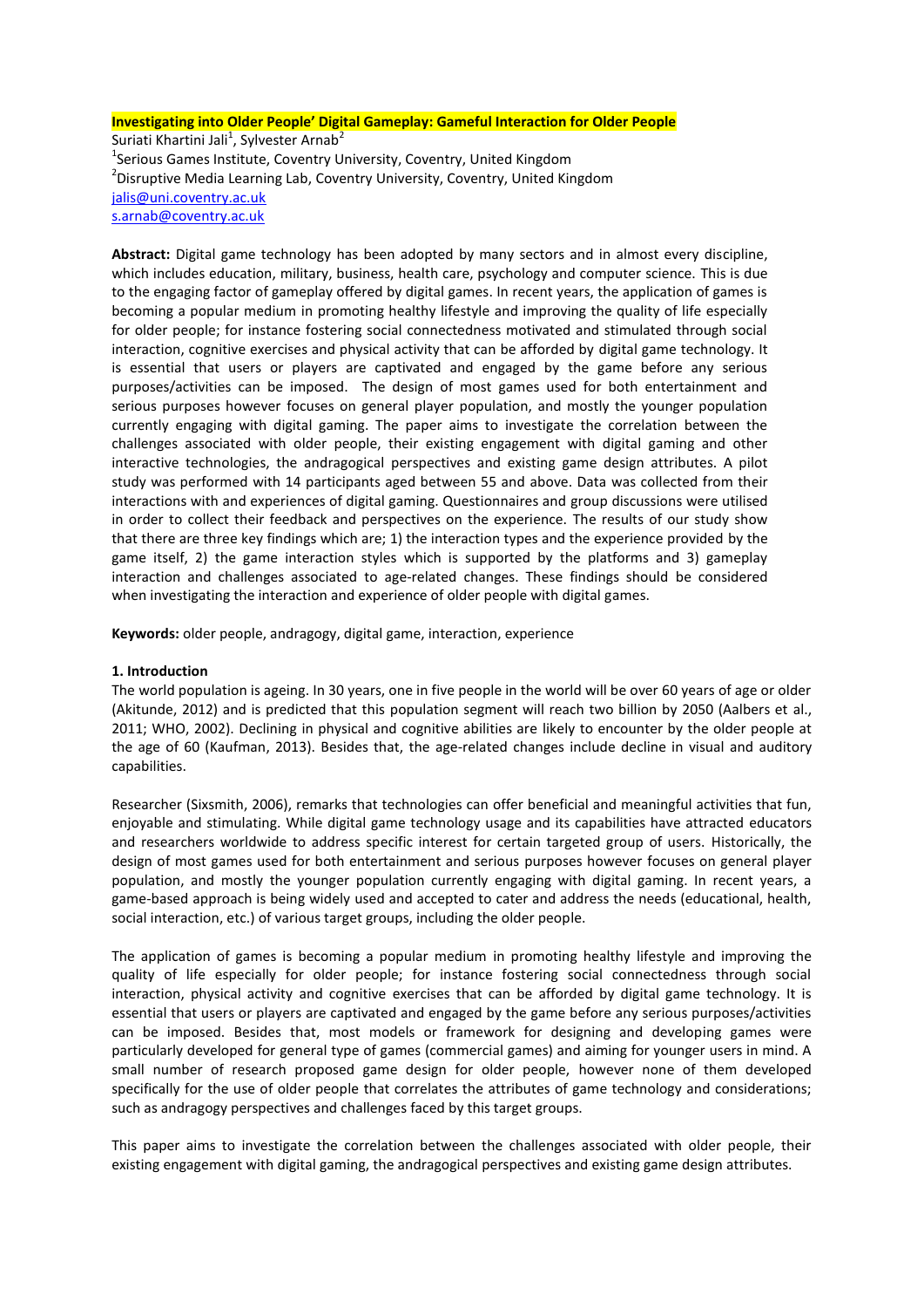**Investigating into Older People' Digital Gameplay: Gameful Interaction for Older People**

Suriati Khartini Jali[1], Sylvester Arnab[2]

[1]Serious Games Institute, Coventry University, Coventry, United Kingdom

[2]Disruptive Media Learning Lab, Coventry University, Coventry, United Kingdom

jalis@uni.coventry.ac.uk

s.arnab@coventry.ac.uk

**Abstract:** Digital game technology has been adopted by many sectors and in almost every discipline, which includes education, military, business, health care, psychology and computer science. This is due to the engaging factor of gameplay offered by digital games. In recent years, the application of games is becoming a popular medium in promoting healthy lifestyle and improving the quality of life especially for older people; for instance fostering social connectedness motivated and stimulated through social interaction, cognitive exercises and physical activity that can be afforded by digital game technology. It is essential that users or players are captivated and engaged by the game before any serious purposes/activities can be imposed. The design of most games used for both entertainment and serious purposes however focuses on general player population, and mostly the younger population currently engaging with digital gaming. The paper aims to investigate the correlation between the challenges associated with older people, their existing engagement with digital gaming and other interactive technologies, the andragogical perspectives and existing game design attributes. A pilot study was performed with 14 participants aged between 55 and above. Data was collected from their interactions with and experiences of digital gaming. Questionnaires and group discussions were utilised in order to collect their feedback and perspectives on the experience. The results of our study show that there are three key findings which are; 1) the interaction types and the experience provided by the game itself, 2) the game interaction styles which is supported by the platforms and 3) gameplay interaction and challenges associated to age-related changes. These findings should be considered when investigating the interaction and experience of older people with digital games.

**Keywords:** older people, andragogy, digital game, interaction, experience

## 1. Introduction

The world population is ageing. In 30 years, one in five people in the world will be over 60 years of age or older (Akitunde, 2012) and is predicted that this population segment will reach two billion by 2050 (Aalbers et al., 2011; WHO, 2002). Declining in physical and cognitive abilities are likely to encounter by the older people at the age of 60 (Kaufman, 2013). Besides that, the age-related changes include decline in visual and auditory capabilities.

Researcher (Sixsmith, 2006), remarks that technologies can offer beneficial and meaningful activities that fun, enjoyable and stimulating. While digital game technology usage and its capabilities have attracted educators and researchers worldwide to address specific interest for certain targeted group of users. Historically, the design of most games used for both entertainment and serious purposes however focuses on general player population, and mostly the younger population currently engaging with digital gaming. In recent years, a game-based approach is being widely used and accepted to cater and address the needs (educational, health, social interaction, etc.) of various target groups, including the older people.

The application of games is becoming a popular medium in promoting healthy lifestyle and improving the quality of life especially for older people; for instance fostering social connectedness through social interaction, physical activity and cognitive exercises that can be afforded by digital game technology. It is essential that users or players are captivated and engaged by the game before any serious purposes/activities can be imposed. Besides that, most models or framework for designing and developing games were particularly developed for general type of games (commercial games) and aiming for younger users in mind. A small number of research proposed game design for older people, however none of them developed specifically for the use of older people that correlates the attributes of game technology and considerations; such as andragogy perspectives and challenges faced by this target groups.

This paper aims to investigate the correlation between the challenges associated with older people, their existing engagement with digital gaming, the andragogical perspectives and existing game design attributes.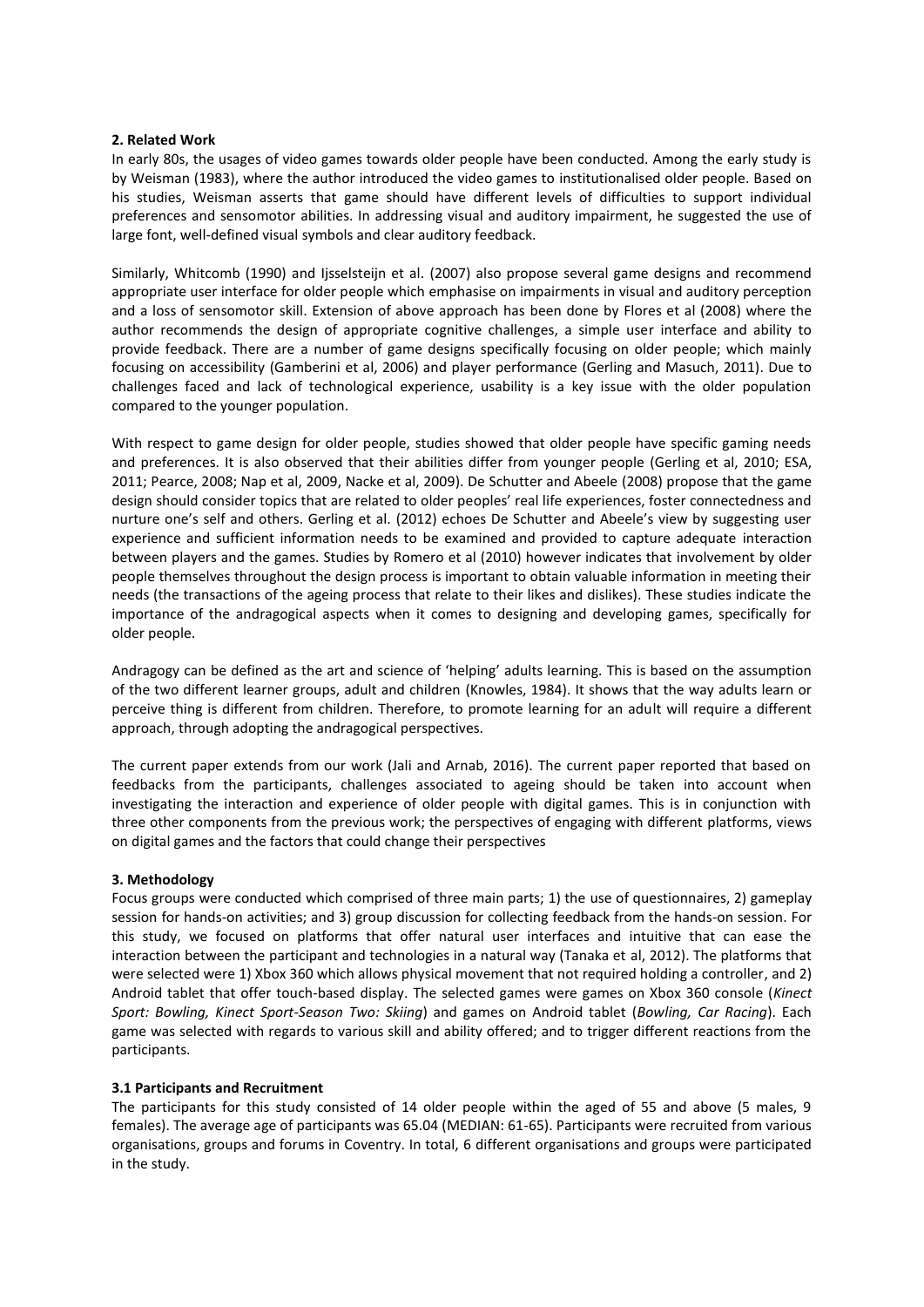## 2. Related Work

In early 80s, the usages of video games towards older people have been conducted. Among the early study is by Weisman (1983), where the author introduced the video games to institutionalised older people. Based on his studies, Weisman asserts that game should have different levels of difficulties to support individual preferences and sensomotor abilities. In addressing visual and auditory impairment, he suggested the use of large font, well-defined visual symbols and clear auditory feedback.

Similarly, Whitcomb (1990) and Ijsselsteijn et al. (2007) also propose several game designs and recommend appropriate user interface for older people which emphasise on impairments in visual and auditory perception and a loss of sensomotor skill. Extension of above approach has been done by Flores et al (2008) where the author recommends the design of appropriate cognitive challenges, a simple user interface and ability to provide feedback. There are a number of game designs specifically focusing on older people; which mainly focusing on accessibility (Gamberini et al, 2006) and player performance (Gerling and Masuch, 2011). Due to challenges faced and lack of technological experience, usability is a key issue with the older population compared to the younger population.

With respect to game design for older people, studies showed that older people have specific gaming needs and preferences. It is also observed that their abilities differ from younger people (Gerling et al, 2010; ESA, 2011; Pearce, 2008; Nap et al, 2009, Nacke et al, 2009). De Schutter and Abeele (2008) propose that the game design should consider topics that are related to older peoples' real life experiences, foster connectedness and nurture one's self and others. Gerling et al. (2012) echoes De Schutter and Abeele's view by suggesting user experience and sufficient information needs to be examined and provided to capture adequate interaction between players and the games. Studies by Romero et al (2010) however indicates that involvement by older people themselves throughout the design process is important to obtain valuable information in meeting their needs (the transactions of the ageing process that relate to their likes and dislikes). These studies indicate the importance of the andragogical aspects when it comes to designing and developing games, specifically for older people.

Andragogy can be defined as the art and science of 'helping' adults learning. This is based on the assumption of the two different learner groups, adult and children (Knowles, 1984). It shows that the way adults learn or perceive thing is different from children. Therefore, to promote learning for an adult will require a different approach, through adopting the andragogical perspectives.

The current paper extends from our work (Jali and Arnab, 2016). The current paper reported that based on feedbacks from the participants, challenges associated to ageing should be taken into account when investigating the interaction and experience of older people with digital games. This is in conjunction with three other components from the previous work; the perspectives of engaging with different platforms, views on digital games and the factors that could change their perspectives

## 3. Methodology

Focus groups were conducted which comprised of three main parts; 1) the use of questionnaires, 2) gameplay session for hands-on activities; and 3) group discussion for collecting feedback from the hands-on session. For this study, we focused on platforms that offer natural user interfaces and intuitive that can ease the interaction between the participant and technologies in a natural way (Tanaka et al, 2012). The platforms that were selected were 1) Xbox 360 which allows physical movement that not required holding a controller, and 2) Android tablet that offer touch-based display. The selected games were games on Xbox 360 console (*Kinect Sport: Bowling, Kinect Sport-Season Two: Skiing*) and games on Android tablet (*Bowling, Car Racing*). Each game was selected with regards to various skill and ability offered; and to trigger different reactions from the participants.

### 3.1 Participants and Recruitment

The participants for this study consisted of 14 older people within the aged of 55 and above (5 males, 9 females). The average age of participants was 65.04 (MEDIAN: 61-65). Participants were recruited from various organisations, groups and forums in Coventry. In total, 6 different organisations and groups were participated in the study.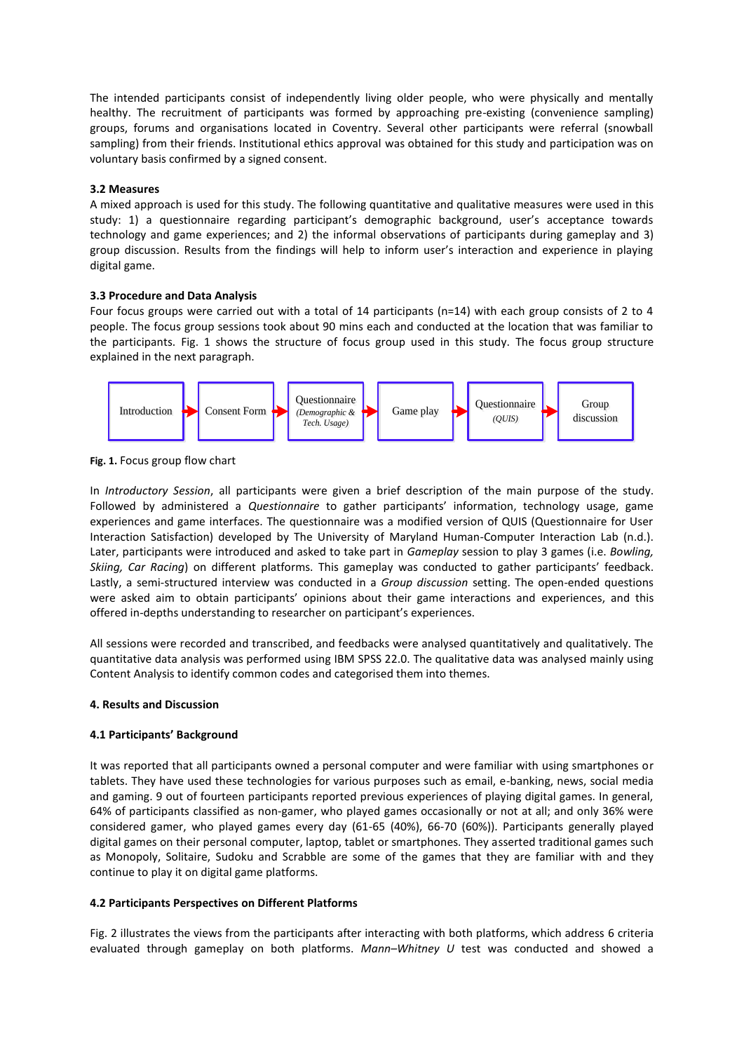The intended participants consist of independently living older people, who were physically and mentally healthy. The recruitment of participants was formed by approaching pre-existing (convenience sampling) groups, forums and organisations located in Coventry. Several other participants were referral (snowball sampling) from their friends. Institutional ethics approval was obtained for this study and participation was on voluntary basis confirmed by a signed consent.

### 3.2 Measures

A mixed approach is used for this study. The following quantitative and qualitative measures were used in this study: 1) a questionnaire regarding participant's demographic background, user's acceptance towards technology and game experiences; and 2) the informal observations of participants during gameplay and 3) group discussion. Results from the findings will help to inform user's interaction and experience in playing digital game.

### 3.3 Procedure and Data Analysis

Four focus groups were carried out with a total of 14 participants (n=14) with each group consists of 2 to 4 people. The focus group sessions took about 90 mins each and conducted at the location that was familiar to the participants. Fig. 1 shows the structure of focus group used in this study. The focus group structure explained in the next paragraph.

Introduction → Consent Form → Questionnaire *(Demographic & Tech. Usage)* → Game play → Questionnaire *(QUIS)* → Group discussion

**Fig. 1.** Focus group flow chart

In *Introductory Session*, all participants were given a brief description of the main purpose of the study. Followed by administered a *Questionnaire* to gather participants' information, technology usage, game experiences and game interfaces. The questionnaire was a modified version of QUIS (Questionnaire for User Interaction Satisfaction) developed by The University of Maryland Human-Computer Interaction Lab (n.d.). Later, participants were introduced and asked to take part in *Gameplay* session to play 3 games (i.e. *Bowling, Skiing, Car Racing*) on different platforms. This gameplay was conducted to gather participants' feedback. Lastly, a semi-structured interview was conducted in a *Group discussion* setting. The open-ended questions were asked aim to obtain participants' opinions about their game interactions and experiences, and this offered in-depths understanding to researcher on participant's experiences.

All sessions were recorded and transcribed, and feedbacks were analysed quantitatively and qualitatively. The quantitative data analysis was performed using IBM SPSS 22.0. The qualitative data was analysed mainly using Content Analysis to identify common codes and categorised them into themes.

## 4. Results and Discussion

### 4.1 Participants' Background

It was reported that all participants owned a personal computer and were familiar with using smartphones or tablets. They have used these technologies for various purposes such as email, e-banking, news, social media and gaming. 9 out of fourteen participants reported previous experiences of playing digital games. In general, 64% of participants classified as non-gamer, who played games occasionally or not at all; and only 36% were considered gamer, who played games every day (61-65 (40%), 66-70 (60%)). Participants generally played digital games on their personal computer, laptop, tablet or smartphones. They asserted traditional games such as Monopoly, Solitaire, Sudoku and Scrabble are some of the games that they are familiar with and they continue to play it on digital game platforms.

### 4.2 Participants Perspectives on Different Platforms

Fig. 2 illustrates the views from the participants after interacting with both platforms, which address 6 criteria evaluated through gameplay on both platforms. *Mann–Whitney U* test was conducted and showed a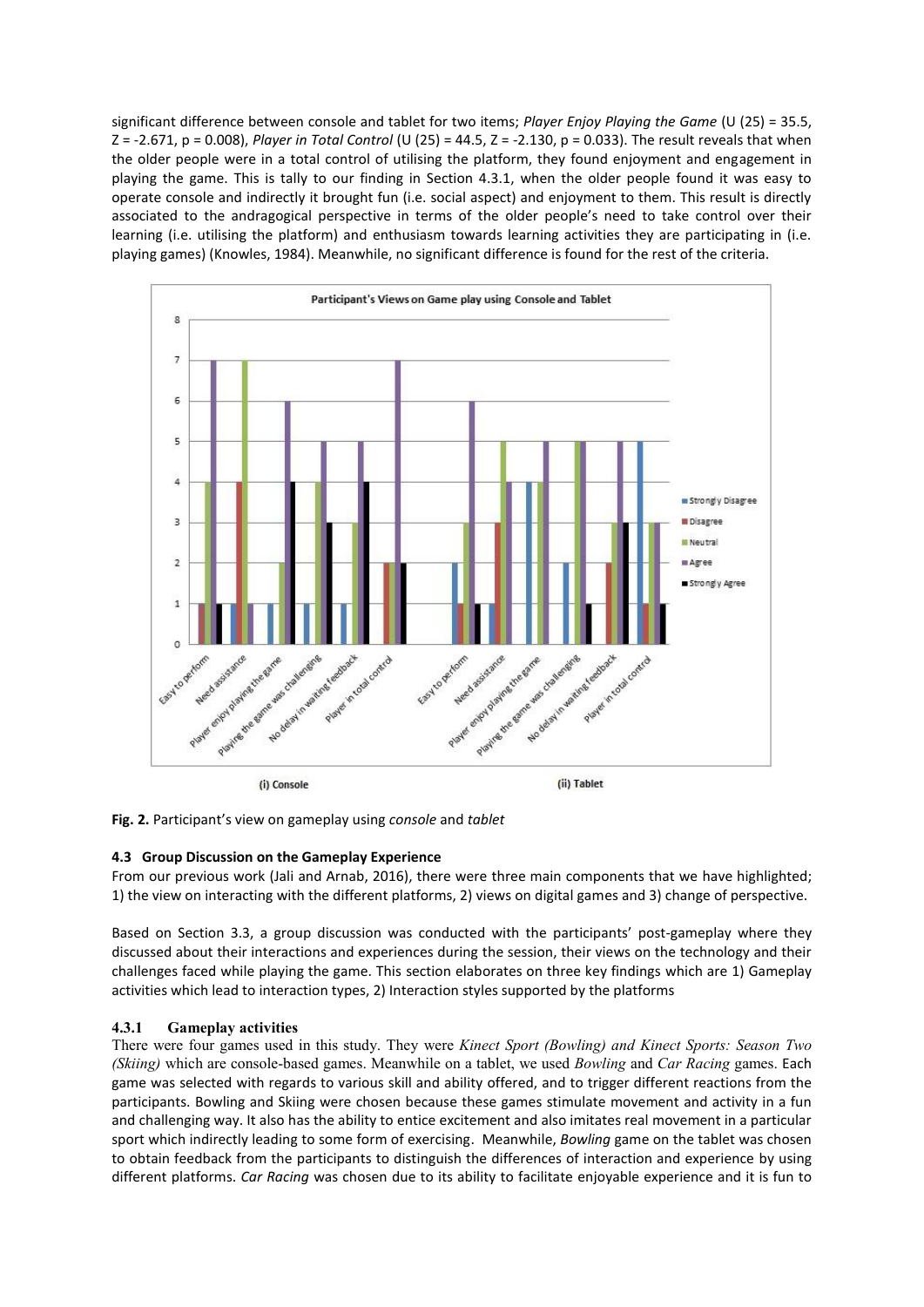significant difference between console and tablet for two items; *Player Enjoy Playing the Game* ($U(25) = 35.5$, $Z = -2.671$, $p = 0.008$), *Player in Total Control* ($U(25) = 44.5$, $Z = -2.130$, $p = 0.033$). The result reveals that when the older people were in a total control of utilising the platform, they found enjoyment and engagement in playing the game. This is tally to our finding in Section 4.3.1, when the older people found it was easy to operate console and indirectly it brought fun (i.e. social aspect) and enjoyment to them. This result is directly associated to the andragogical perspective in terms of the older people's need to take control over their learning (i.e. utilising the platform) and enthusiasm towards learning activities they are participating in (i.e. playing games) (Knowles, 1984). Meanwhile, no significant difference is found for the rest of the criteria.

**Fig. 2.** Participant's view on gameplay using *console* and *tablet*

### 4.3 Group Discussion on the Gameplay Experience

From our previous work (Jali and Arnab, 2016), there were three main components that we have highlighted; 1) the view on interacting with the different platforms, 2) views on digital games and 3) change of perspective.

Based on Section 3.3, a group discussion was conducted with the participants' post-gameplay where they discussed about their interactions and experiences during the session, their views on the technology and their challenges faced while playing the game. This section elaborates on three key findings which are 1) Gameplay activities which lead to interaction types, 2) Interaction styles supported by the platforms

#### 4.3.1 Gameplay activities

There were four games used in this study. They were *Kinect Sport (Bowling) and Kinect Sports: Season Two (Skiing)* which are console-based games. Meanwhile on a tablet, we used *Bowling* and *Car Racing* games. Each game was selected with regards to various skill and ability offered, and to trigger different reactions from the participants. Bowling and Skiing were chosen because these games stimulate movement and activity in a fun and challenging way. It also has the ability to entice excitement and also imitates real movement in a particular sport which indirectly leading to some form of exercising. Meanwhile, *Bowling* game on the tablet was chosen to obtain feedback from the participants to distinguish the differences of interaction and experience by using different platforms. *Car Racing* was chosen due to its ability to facilitate enjoyable experience and it is fun to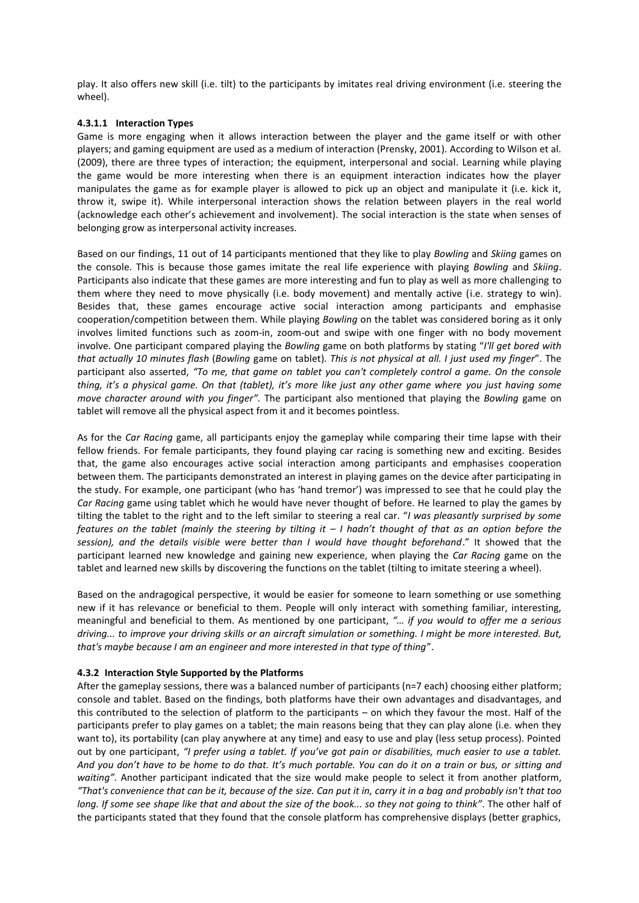play. It also offers new skill (i.e. tilt) to the participants by imitates real driving environment (i.e. steering the wheel).

#### 4.3.1.1 Interaction Types

Game is more engaging when it allows interaction between the player and the game itself or with other players; and gaming equipment are used as a medium of interaction (Prensky, 2001). According to Wilson et al. (2009), there are three types of interaction; the equipment, interpersonal and social. Learning while playing the game would be more interesting when there is an equipment interaction indicates how the player manipulates the game as for example player is allowed to pick up an object and manipulate it (i.e. kick it, throw it, swipe it). While interpersonal interaction shows the relation between players in the real world (acknowledge each other's achievement and involvement). The social interaction is the state when senses of belonging grow as interpersonal activity increases.

Based on our findings, 11 out of 14 participants mentioned that they like to play *Bowling* and *Skiing* games on the console. This is because those games imitate the real life experience with playing *Bowling* and *Skiing*. Participants also indicate that these games are more interesting and fun to play as well as more challenging to them where they need to move physically (i.e. body movement) and mentally active (i.e. strategy to win). Besides that, these games encourage active social interaction among participants and emphasise cooperation/competition between them. While playing *Bowling* on the tablet was considered boring as it only involves limited functions such as zoom-in, zoom-out and swipe with one finger with no body movement involve. One participant compared playing the *Bowling* game on both platforms by stating "*I'll get bored with that actually 10 minutes flash* (*Bowling* game on tablet)*. This is not physical at all. I just used my finger*". The participant also asserted, *"To me, that game on tablet you can't completely control a game. On the console thing, it's a physical game. On that (tablet), it's more like just any other game where you just having some move character around with you finger".* The participant also mentioned that playing the *Bowling* game on tablet will remove all the physical aspect from it and it becomes pointless.

As for the *Car Racing* game, all participants enjoy the gameplay while comparing their time lapse with their fellow friends. For female participants, they found playing car racing is something new and exciting. Besides that, the game also encourages active social interaction among participants and emphasises cooperation between them. The participants demonstrated an interest in playing games on the device after participating in the study. For example, one participant (who has 'hand tremor') was impressed to see that he could play the *Car Racing* game using tablet which he would have never thought of before. He learned to play the games by tilting the tablet to the right and to the left similar to steering a real car. "*I was pleasantly surprised by some features on the tablet (mainly the steering by tilting it – I hadn't thought of that as an option before the session), and the details visible were better than I would have thought beforehand*." It showed that the participant learned new knowledge and gaining new experience, when playing the *Car Racing* game on the tablet and learned new skills by discovering the functions on the tablet (tilting to imitate steering a wheel).

Based on the andragogical perspective, it would be easier for someone to learn something or use something new if it has relevance or beneficial to them. People will only interact with something familiar, interesting, meaningful and beneficial to them. As mentioned by one participant, *"… if you would to offer me a serious driving... to improve your driving skills or an aircraft simulation or something. I might be more interested. But, that's maybe because I am an engineer and more interested in that type of thing*".

### 4.3.2 Interaction Style Supported by the Platforms

After the gameplay sessions, there was a balanced number of participants (n=7 each) choosing either platform; console and tablet. Based on the findings, both platforms have their own advantages and disadvantages, and this contributed to the selection of platform to the participants – on which they favour the most. Half of the participants prefer to play games on a tablet; the main reasons being that they can play alone (i.e. when they want to), its portability (can play anywhere at any time) and easy to use and play (less setup process). Pointed out by one participant, *"I prefer using a tablet. If you've got pain or disabilities, much easier to use a tablet. And you don't have to be home to do that. It's much portable. You can do it on a train or bus, or sitting and waiting".* Another participant indicated that the size would make people to select it from another platform, *"That's convenience that can be it, because of the size. Can put it in, carry it in a bag and probably isn't that too long. If some see shape like that and about the size of the book... so they not going to think"*. The other half of the participants stated that they found that the console platform has comprehensive displays (better graphics,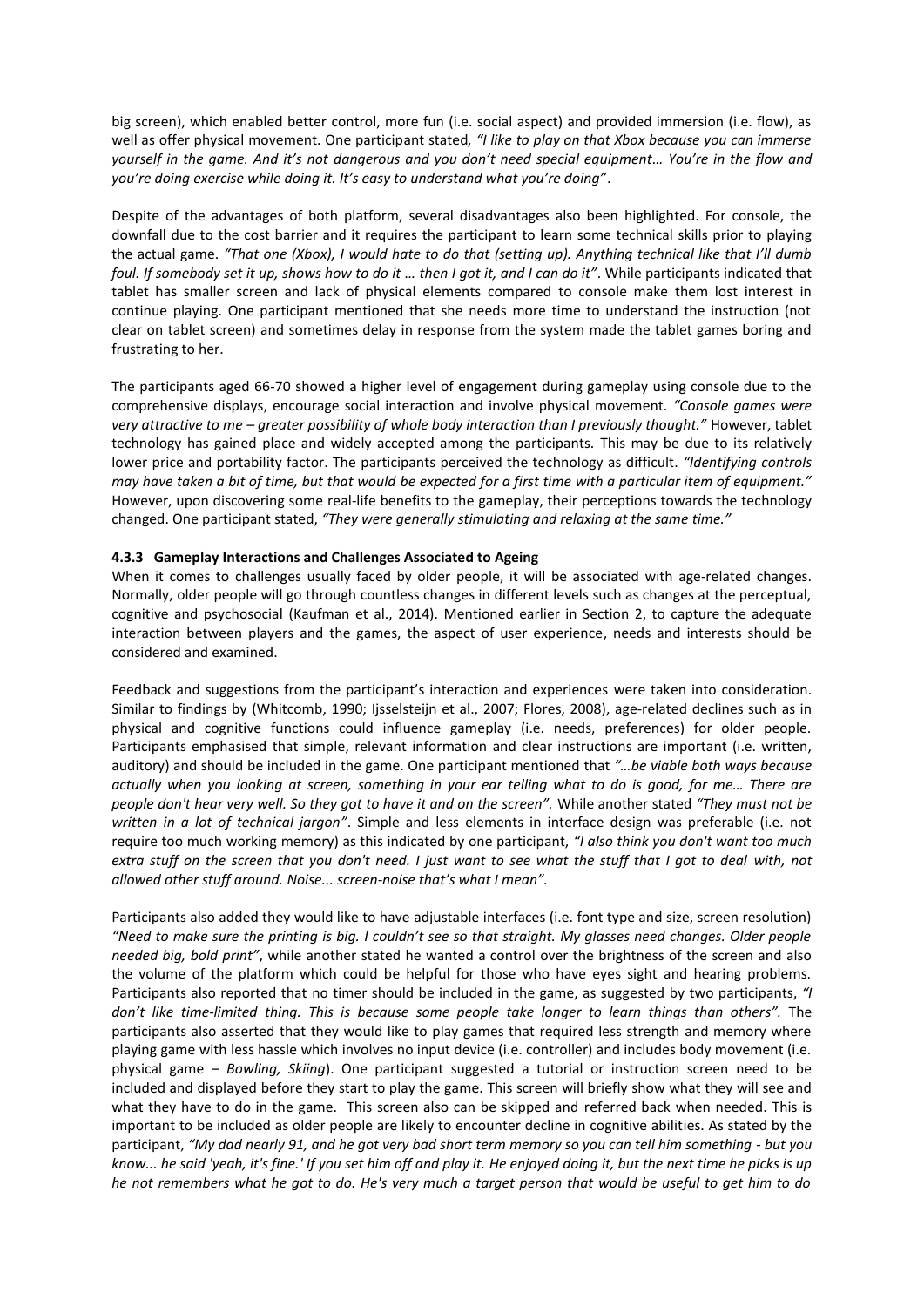big screen), which enabled better control, more fun (i.e. social aspect) and provided immersion (i.e. flow), as well as offer physical movement. One participant stated*, "I like to play on that Xbox because you can immerse yourself in the game. And it's not dangerous and you don't need special equipment… You're in the flow and you're doing exercise while doing it. It's easy to understand what you're doing"*.

Despite of the advantages of both platform, several disadvantages also been highlighted. For console, the downfall due to the cost barrier and it requires the participant to learn some technical skills prior to playing the actual game. *"That one (Xbox), I would hate to do that (setting up). Anything technical like that I'll dumb foul. If somebody set it up, shows how to do it … then I got it, and I can do it"*. While participants indicated that tablet has smaller screen and lack of physical elements compared to console make them lost interest in continue playing. One participant mentioned that she needs more time to understand the instruction (not clear on tablet screen) and sometimes delay in response from the system made the tablet games boring and frustrating to her.

The participants aged 66-70 showed a higher level of engagement during gameplay using console due to the comprehensive displays, encourage social interaction and involve physical movement. *"Console games were very attractive to me – greater possibility of whole body interaction than I previously thought."* However, tablet technology has gained place and widely accepted among the participants. This may be due to its relatively lower price and portability factor. The participants perceived the technology as difficult. *"Identifying controls may have taken a bit of time, but that would be expected for a first time with a particular item of equipment."* However, upon discovering some real-life benefits to the gameplay, their perceptions towards the technology changed. One participant stated, *"They were generally stimulating and relaxing at the same time."*

#### 4.3.3 Gameplay Interactions and Challenges Associated to Ageing

When it comes to challenges usually faced by older people, it will be associated with age-related changes. Normally, older people will go through countless changes in different levels such as changes at the perceptual, cognitive and psychosocial (Kaufman et al., 2014). Mentioned earlier in Section 2, to capture the adequate interaction between players and the games, the aspect of user experience, needs and interests should be considered and examined.

Feedback and suggestions from the participant's interaction and experiences were taken into consideration. Similar to findings by (Whitcomb, 1990; Ijsselsteijn et al., 2007; Flores, 2008), age-related declines such as in physical and cognitive functions could influence gameplay (i.e. needs, preferences) for older people. Participants emphasised that simple, relevant information and clear instructions are important (i.e. written, auditory) and should be included in the game. One participant mentioned that *"…be viable both ways because actually when you looking at screen, something in your ear telling what to do is good, for me… There are people don't hear very well. So they got to have it and on the screen".* While another stated *"They must not be written in a lot of technical jargon"*. Simple and less elements in interface design was preferable (i.e. not require too much working memory) as this indicated by one participant, *"I also think you don't want too much extra stuff on the screen that you don't need. I just want to see what the stuff that I got to deal with, not allowed other stuff around. Noise... screen-noise that's what I mean".*

Participants also added they would like to have adjustable interfaces (i.e. font type and size, screen resolution) *"Need to make sure the printing is big. I couldn't see so that straight. My glasses need changes. Older people needed big, bold print"*, while another stated he wanted a control over the brightness of the screen and also the volume of the platform which could be helpful for those who have eyes sight and hearing problems. Participants also reported that no timer should be included in the game, as suggested by two participants, *"I don't like time-limited thing. This is because some people take longer to learn things than others".* The participants also asserted that they would like to play games that required less strength and memory where playing game with less hassle which involves no input device (i.e. controller) and includes body movement (i.e. physical game – *Bowling, Skiing*). One participant suggested a tutorial or instruction screen need to be included and displayed before they start to play the game. This screen will briefly show what they will see and what they have to do in the game. This screen also can be skipped and referred back when needed. This is important to be included as older people are likely to encounter decline in cognitive abilities. As stated by the participant, *"My dad nearly 91, and he got very bad short term memory so you can tell him something - but you know... he said 'yeah, it's fine.' If you set him off and play it. He enjoyed doing it, but the next time he picks is up he not remembers what he got to do. He's very much a target person that would be useful to get him to do*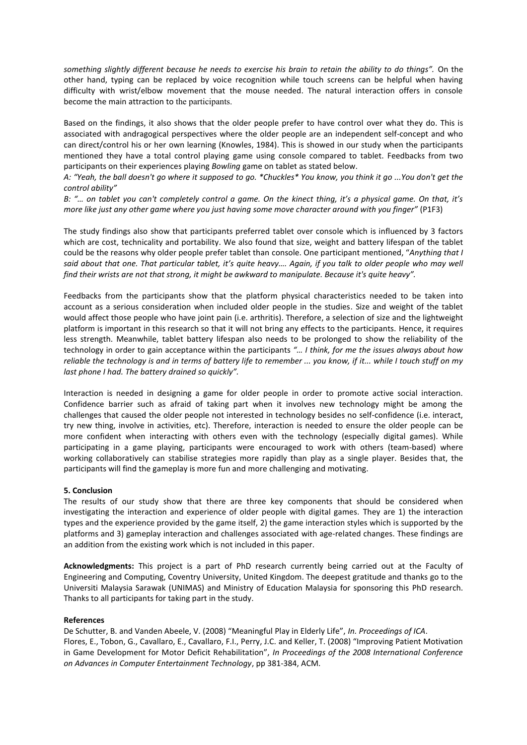*something slightly different because he needs to exercise his brain to retain the ability to do things".* On the other hand, typing can be replaced by voice recognition while touch screens can be helpful when having difficulty with wrist/elbow movement that the mouse needed. The natural interaction offers in console become the main attraction to the participants.

Based on the findings, it also shows that the older people prefer to have control over what they do. This is associated with andragogical perspectives where the older people are an independent self-concept and who can direct/control his or her own learning (Knowles, 1984). This is showed in our study when the participants mentioned they have a total control playing game using console compared to tablet. Feedbacks from two participants on their experiences playing *Bowling* game on tablet as stated below.

*A: "Yeah, the ball doesn't go where it supposed to go. *Chuckles* You know, you think it go ...You don't get the control ability"*

*B: "… on tablet you can't completely control a game. On the kinect thing, it's a physical game. On that, it's more like just any other game where you just having some move character around with you finger"* (P1F3)

The study findings also show that participants preferred tablet over console which is influenced by 3 factors which are cost, technicality and portability. We also found that size, weight and battery lifespan of the tablet could be the reasons why older people prefer tablet than console. One participant mentioned, "*Anything that I said about that one. That particular tablet, it's quite heavy…. Again, if you talk to older people who may well find their wrists are not that strong, it might be awkward to manipulate. Because it's quite heavy".*

Feedbacks from the participants show that the platform physical characteristics needed to be taken into account as a serious consideration when included older people in the studies. Size and weight of the tablet would affect those people who have joint pain (i.e. arthritis). Therefore, a selection of size and the lightweight platform is important in this research so that it will not bring any effects to the participants. Hence, it requires less strength. Meanwhile, tablet battery lifespan also needs to be prolonged to show the reliability of the technology in order to gain acceptance within the participants *"… I think, for me the issues always about how reliable the technology is and in terms of battery life to remember ... you know, if it... while I touch stuff on my last phone I had. The battery drained so quickly".*

Interaction is needed in designing a game for older people in order to promote active social interaction. Confidence barrier such as afraid of taking part when it involves new technology might be among the challenges that caused the older people not interested in technology besides no self-confidence (i.e. interact, try new thing, involve in activities, etc). Therefore, interaction is needed to ensure the older people can be more confident when interacting with others even with the technology (especially digital games). While participating in a game playing, participants were encouraged to work with others (team-based) where working collaboratively can stabilise strategies more rapidly than play as a single player. Besides that, the participants will find the gameplay is more fun and more challenging and motivating.

**5. Conclusion**

The results of our study show that there are three key components that should be considered when investigating the interaction and experience of older people with digital games. They are 1) the interaction types and the experience provided by the game itself, 2) the game interaction styles which is supported by the platforms and 3) gameplay interaction and challenges associated with age-related changes. These findings are an addition from the existing work which is not included in this paper.

**Acknowledgments:** This project is a part of PhD research currently being carried out at the Faculty of Engineering and Computing, Coventry University, United Kingdom. The deepest gratitude and thanks go to the Universiti Malaysia Sarawak (UNIMAS) and Ministry of Education Malaysia for sponsoring this PhD research. Thanks to all participants for taking part in the study.

**References**

De Schutter, B. and Vanden Abeele, V. (2008) "Meaningful Play in Elderly Life", *In. Proceedings of ICA*.

Flores, E., Tobon, G., Cavallaro, E., Cavallaro, F.I., Perry, J.C. and Keller, T. (2008) "Improving Patient Motivation in Game Development for Motor Deficit Rehabilitation", *In Proceedings of the 2008 International Conference on Advances in Computer Entertainment Technology*, pp 381-384, ACM.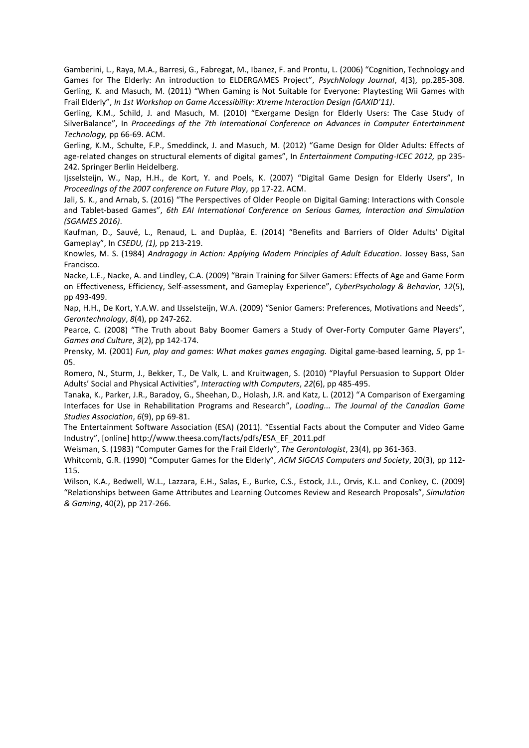Gamberini, L., Raya, M.A., Barresi, G., Fabregat, M., Ibanez, F. and Prontu, L. (2006) "Cognition, Technology and Games for The Elderly: An introduction to ELDERGAMES Project", *PsychNology Journal*, 4(3), pp.285-308.

Gerling, K. and Masuch, M. (2011) "When Gaming is Not Suitable for Everyone: Playtesting Wii Games with Frail Elderly", *In 1st Workshop on Game Accessibility: Xtreme Interaction Design (GAXID'11)*.

Gerling, K.M., Schild, J. and Masuch, M. (2010) "Exergame Design for Elderly Users: The Case Study of SilverBalance", In *Proceedings of the 7th International Conference on Advances in Computer Entertainment Technology,* pp 66-69. ACM.

Gerling, K.M., Schulte, F.P., Smeddinck, J. and Masuch, M. (2012) "Game Design for Older Adults: Effects of age-related changes on structural elements of digital games", In *Entertainment Computing-ICEC 2012,* pp 235-242. Springer Berlin Heidelberg.

Ijsselsteijn, W., Nap, H.H., de Kort, Y. and Poels, K. (2007) "Digital Game Design for Elderly Users", In *Proceedings of the 2007 conference on Future Play*, pp 17-22. ACM.

Jali, S. K., and Arnab, S. (2016) "The Perspectives of Older People on Digital Gaming: Interactions with Console and Tablet-based Games", *6th EAI International Conference on Serious Games, Interaction and Simulation (SGAMES 2016)*.

Kaufman, D., Sauvé, L., Renaud, L. and Duplàa, E. (2014) "Benefits and Barriers of Older Adults' Digital Gameplay", In *CSEDU, (1),* pp 213-219.

Knowles, M. S. (1984) *Andragogy in Action: Applying Modern Principles of Adult Education*. Jossey Bass, San Francisco.

Nacke, L.E., Nacke, A. and Lindley, C.A. (2009) "Brain Training for Silver Gamers: Effects of Age and Game Form on Effectiveness, Efficiency, Self-assessment, and Gameplay Experience", *CyberPsychology & Behavior*, *12*(5), pp 493-499.

Nap, H.H., De Kort, Y.A.W. and IJsselsteijn, W.A. (2009) "Senior Gamers: Preferences, Motivations and Needs", *Gerontechnology*, *8*(4), pp 247-262.

Pearce, C. (2008) "The Truth about Baby Boomer Gamers a Study of Over-Forty Computer Game Players", *Games and Culture*, *3*(2), pp 142-174.

Prensky, M. (2001) *Fun, play and games: What makes games engaging.* Digital game-based learning, *5*, pp 1-05.

Romero, N., Sturm, J., Bekker, T., De Valk, L. and Kruitwagen, S. (2010) "Playful Persuasion to Support Older Adults' Social and Physical Activities", *Interacting with Computers*, *22*(6), pp 485-495.

Tanaka, K., Parker, J.R., Baradoy, G., Sheehan, D., Holash, J.R. and Katz, L. (2012) "A Comparison of Exergaming Interfaces for Use in Rehabilitation Programs and Research", *Loading... The Journal of the Canadian Game Studies Association*, *6*(9), pp 69-81.

The Entertainment Software Association (ESA) (2011). "Essential Facts about the Computer and Video Game Industry", [online] http://www.theesa.com/facts/pdfs/ESA_EF_2011.pdf

Weisman, S. (1983) "Computer Games for the Frail Elderly", *The Gerontologist*, 23(4), pp 361-363.

Whitcomb, G.R. (1990) "Computer Games for the Elderly", *ACM SIGCAS Computers and Society*, 20(3), pp 112-115.

Wilson, K.A., Bedwell, W.L., Lazzara, E.H., Salas, E., Burke, C.S., Estock, J.L., Orvis, K.L. and Conkey, C. (2009) "Relationships between Game Attributes and Learning Outcomes Review and Research Proposals", *Simulation & Gaming*, 40(2), pp 217-266.